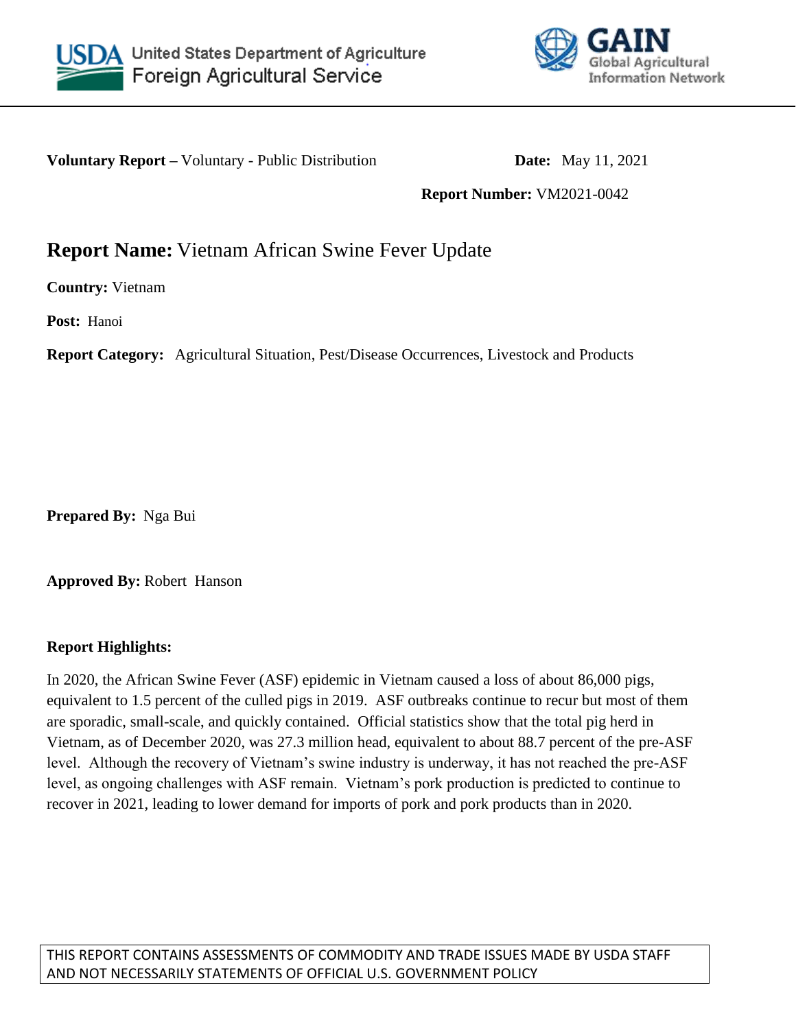United States Department of Agriculture
Foreign Agricultural Service

GAIN Global Agricultural Information Network

**Voluntary Report –** Voluntary - Public Distribution **Date:** May 11, 2021

**Report Number:** VM2021-0042

# **Report Name:** Vietnam African Swine Fever Update

**Country:** Vietnam

**Post:** Hanoi

**Report Category:** Agricultural Situation, Pest/Disease Occurrences, Livestock and Products

**Prepared By:** Nga Bui

**Approved By:** Robert Hanson

**Report Highlights:**

In 2020, the African Swine Fever (ASF) epidemic in Vietnam caused a loss of about 86,000 pigs, equivalent to 1.5 percent of the culled pigs in 2019. ASF outbreaks continue to recur but most of them are sporadic, small-scale, and quickly contained. Official statistics show that the total pig herd in Vietnam, as of December 2020, was 27.3 million head, equivalent to about 88.7 percent of the pre-ASF level. Although the recovery of Vietnam's swine industry is underway, it has not reached the pre-ASF level, as ongoing challenges with ASF remain. Vietnam's pork production is predicted to continue to recover in 2021, leading to lower demand for imports of pork and pork products than in 2020.

THIS REPORT CONTAINS ASSESSMENTS OF COMMODITY AND TRADE ISSUES MADE BY USDA STAFF AND NOT NECESSARILY STATEMENTS OF OFFICIAL U.S. GOVERNMENT POLICY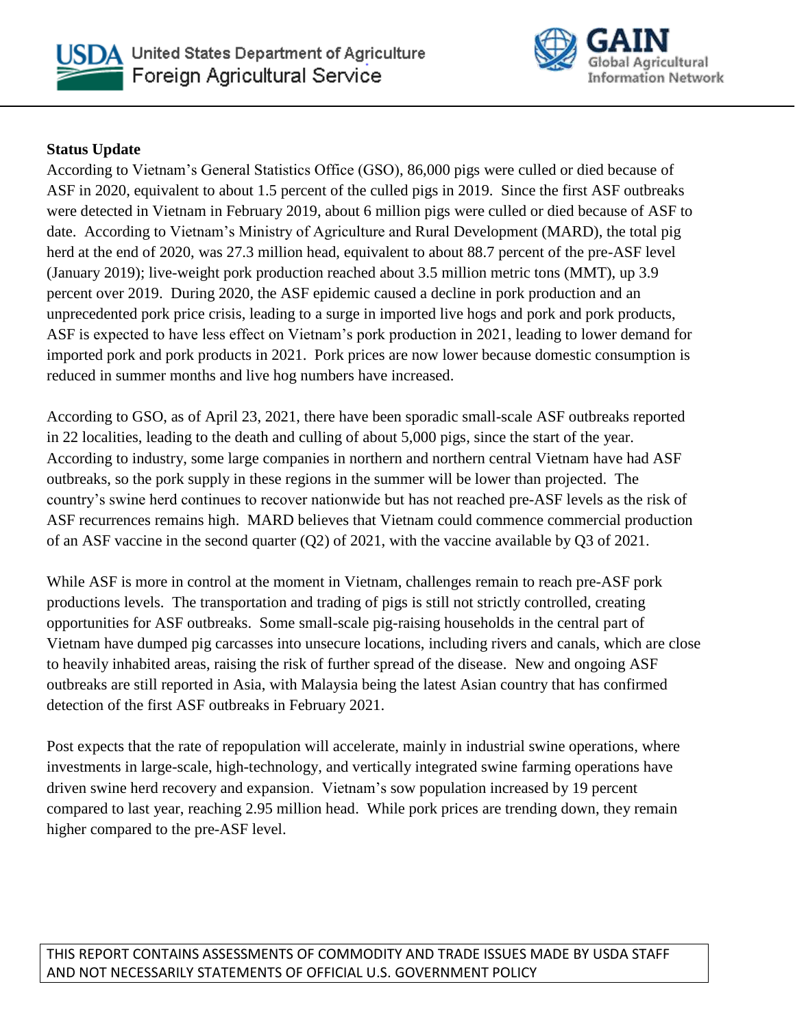**Status Update**

According to Vietnam's General Statistics Office (GSO), 86,000 pigs were culled or died because of ASF in 2020, equivalent to about 1.5 percent of the culled pigs in 2019. Since the first ASF outbreaks were detected in Vietnam in February 2019, about 6 million pigs were culled or died because of ASF to date. According to Vietnam's Ministry of Agriculture and Rural Development (MARD), the total pig herd at the end of 2020, was 27.3 million head, equivalent to about 88.7 percent of the pre-ASF level (January 2019); live-weight pork production reached about 3.5 million metric tons (MMT), up 3.9 percent over 2019. During 2020, the ASF epidemic caused a decline in pork production and an unprecedented pork price crisis, leading to a surge in imported live hogs and pork and pork products, ASF is expected to have less effect on Vietnam's pork production in 2021, leading to lower demand for imported pork and pork products in 2021. Pork prices are now lower because domestic consumption is reduced in summer months and live hog numbers have increased.

According to GSO, as of April 23, 2021, there have been sporadic small-scale ASF outbreaks reported in 22 localities, leading to the death and culling of about 5,000 pigs, since the start of the year. According to industry, some large companies in northern and northern central Vietnam have had ASF outbreaks, so the pork supply in these regions in the summer will be lower than projected. The country's swine herd continues to recover nationwide but has not reached pre-ASF levels as the risk of ASF recurrences remains high. MARD believes that Vietnam could commence commercial production of an ASF vaccine in the second quarter (Q2) of 2021, with the vaccine available by Q3 of 2021.

While ASF is more in control at the moment in Vietnam, challenges remain to reach pre-ASF pork productions levels. The transportation and trading of pigs is still not strictly controlled, creating opportunities for ASF outbreaks. Some small-scale pig-raising households in the central part of Vietnam have dumped pig carcasses into unsecure locations, including rivers and canals, which are close to heavily inhabited areas, raising the risk of further spread of the disease. New and ongoing ASF outbreaks are still reported in Asia, with Malaysia being the latest Asian country that has confirmed detection of the first ASF outbreaks in February 2021.

Post expects that the rate of repopulation will accelerate, mainly in industrial swine operations, where investments in large-scale, high-technology, and vertically integrated swine farming operations have driven swine herd recovery and expansion. Vietnam's sow population increased by 19 percent compared to last year, reaching 2.95 million head. While pork prices are trending down, they remain higher compared to the pre-ASF level.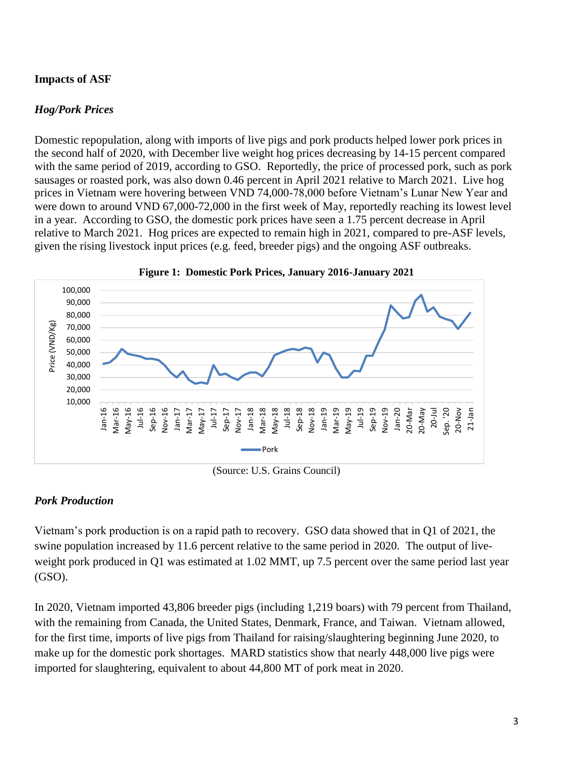### Impacts of ASF

#### *Hog/Pork Prices*

Domestic repopulation, along with imports of live pigs and pork products helped lower pork prices in the second half of 2020, with December live weight hog prices decreasing by 14-15 percent compared with the same period of 2019, according to GSO. Reportedly, the price of processed pork, such as pork sausages or roasted pork, was also down 0.46 percent in April 2021 relative to March 2021. Live hog prices in Vietnam were hovering between VND 74,000-78,000 before Vietnam's Lunar New Year and were down to around VND 67,000-72,000 in the first week of May, reportedly reaching its lowest level in a year. According to GSO, the domestic pork prices have seen a 1.75 percent decrease in April relative to March 2021. Hog prices are expected to remain high in 2021, compared to pre-ASF levels, given the rising livestock input prices (e.g. feed, breeder pigs) and the ongoing ASF outbreaks.

**Figure 1: Domestic Pork Prices, January 2016-January 2021**

(Source: U.S. Grains Council)

#### *Pork Production*

Vietnam's pork production is on a rapid path to recovery. GSO data showed that in Q1 of 2021, the swine population increased by 11.6 percent relative to the same period in 2020. The output of live-weight pork produced in Q1 was estimated at 1.02 MMT, up 7.5 percent over the same period last year (GSO).

In 2020, Vietnam imported 43,806 breeder pigs (including 1,219 boars) with 79 percent from Thailand, with the remaining from Canada, the United States, Denmark, France, and Taiwan. Vietnam allowed, for the first time, imports of live pigs from Thailand for raising/slaughtering beginning June 2020, to make up for the domestic pork shortages. MARD statistics show that nearly 448,000 live pigs were imported for slaughtering, equivalent to about 44,800 MT of pork meat in 2020.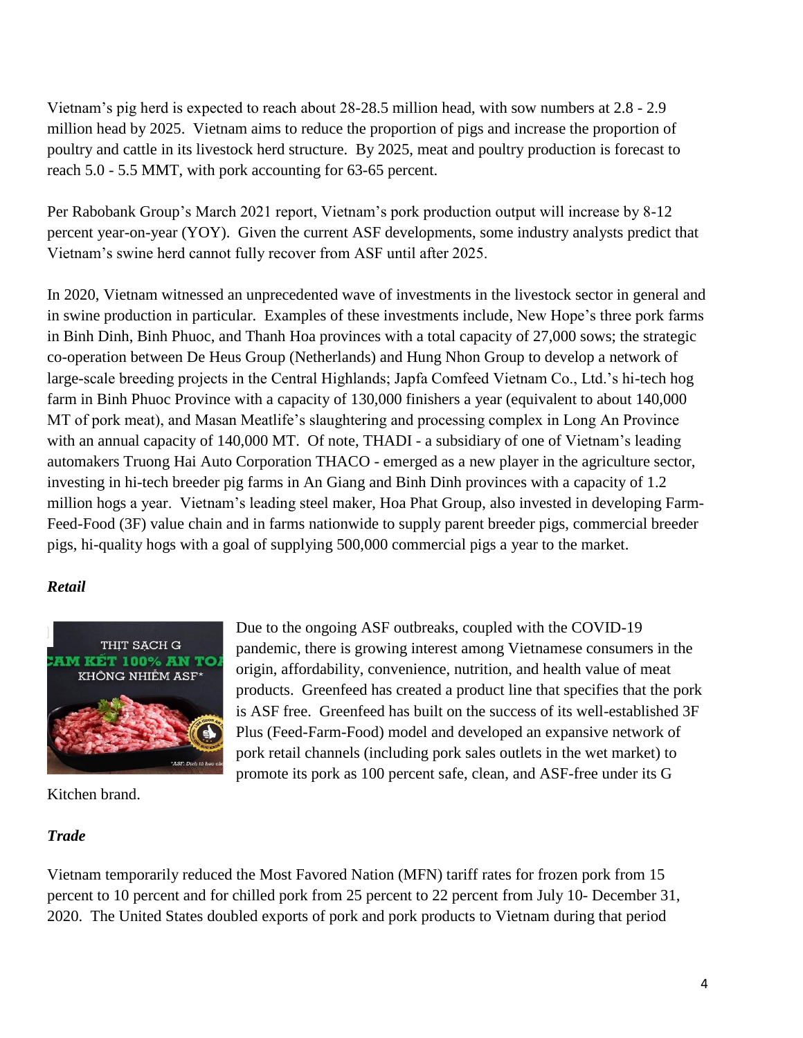Vietnam's pig herd is expected to reach about 28-28.5 million head, with sow numbers at 2.8 - 2.9 million head by 2025. Vietnam aims to reduce the proportion of pigs and increase the proportion of poultry and cattle in its livestock herd structure. By 2025, meat and poultry production is forecast to reach 5.0 - 5.5 MMT, with pork accounting for 63-65 percent.

Per Rabobank Group's March 2021 report, Vietnam's pork production output will increase by 8-12 percent year-on-year (YOY). Given the current ASF developments, some industry analysts predict that Vietnam's swine herd cannot fully recover from ASF until after 2025.

In 2020, Vietnam witnessed an unprecedented wave of investments in the livestock sector in general and in swine production in particular. Examples of these investments include, New Hope's three pork farms in Binh Dinh, Binh Phuoc, and Thanh Hoa provinces with a total capacity of 27,000 sows; the strategic co-operation between De Heus Group (Netherlands) and Hung Nhon Group to develop a network of large-scale breeding projects in the Central Highlands; Japfa Comfeed Vietnam Co., Ltd.'s hi-tech hog farm in Binh Phuoc Province with a capacity of 130,000 finishers a year (equivalent to about 140,000 MT of pork meat), and Masan Meatlife's slaughtering and processing complex in Long An Province with an annual capacity of 140,000 MT. Of note, THADI - a subsidiary of one of Vietnam's leading automakers Truong Hai Auto Corporation THACO - emerged as a new player in the agriculture sector, investing in hi-tech breeder pig farms in An Giang and Binh Dinh provinces with a capacity of 1.2 million hogs a year. Vietnam's leading steel maker, Hoa Phat Group, also invested in developing Farm-Feed-Food (3F) value chain and in farms nationwide to supply parent breeder pigs, commercial breeder pigs, hi-quality hogs with a goal of supplying 500,000 commercial pigs a year to the market.

***Retail***

Due to the ongoing ASF outbreaks, coupled with the COVID-19 pandemic, there is growing interest among Vietnamese consumers in the origin, affordability, convenience, nutrition, and health value of meat products. Greenfeed has created a product line that specifies that the pork is ASF free. Greenfeed has built on the success of its well-established 3F Plus (Feed-Farm-Food) model and developed an expansive network of pork retail channels (including pork sales outlets in the wet market) to promote its pork as 100 percent safe, clean, and ASF-free under its G Kitchen brand.

***Trade***

Vietnam temporarily reduced the Most Favored Nation (MFN) tariff rates for frozen pork from 15 percent to 10 percent and for chilled pork from 25 percent to 22 percent from July 10- December 31, 2020. The United States doubled exports of pork and pork products to Vietnam during that period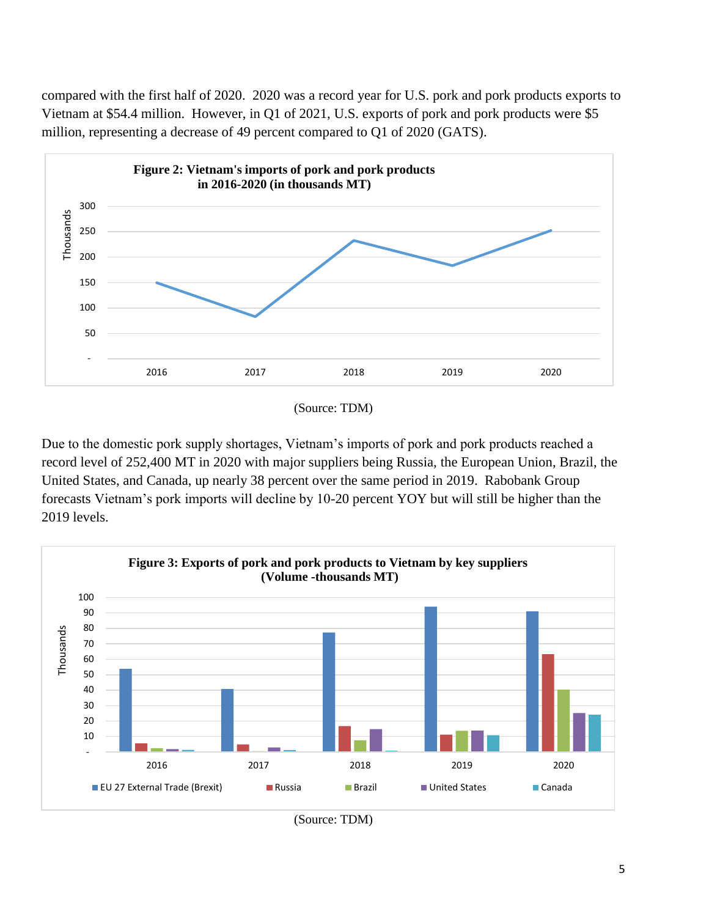compared with the first half of 2020. 2020 was a record year for U.S. pork and pork products exports to Vietnam at $54.4 million. However, in Q1 of 2021, U.S. exports of pork and pork products were $5 million, representing a decrease of 49 percent compared to Q1 of 2020 (GATS).

**Figure 2: Vietnam's imports of pork and pork products in 2016-2020 (in thousands MT)**

(Source: TDM)

Due to the domestic pork supply shortages, Vietnam's imports of pork and pork products reached a record level of 252,400 MT in 2020 with major suppliers being Russia, the European Union, Brazil, the United States, and Canada, up nearly 38 percent over the same period in 2019. Rabobank Group forecasts Vietnam's pork imports will decline by 10-20 percent YOY but will still be higher than the 2019 levels.

**Figure 3: Exports of pork and pork products to Vietnam by key suppliers (Volume -thousands MT)**

(Source: TDM)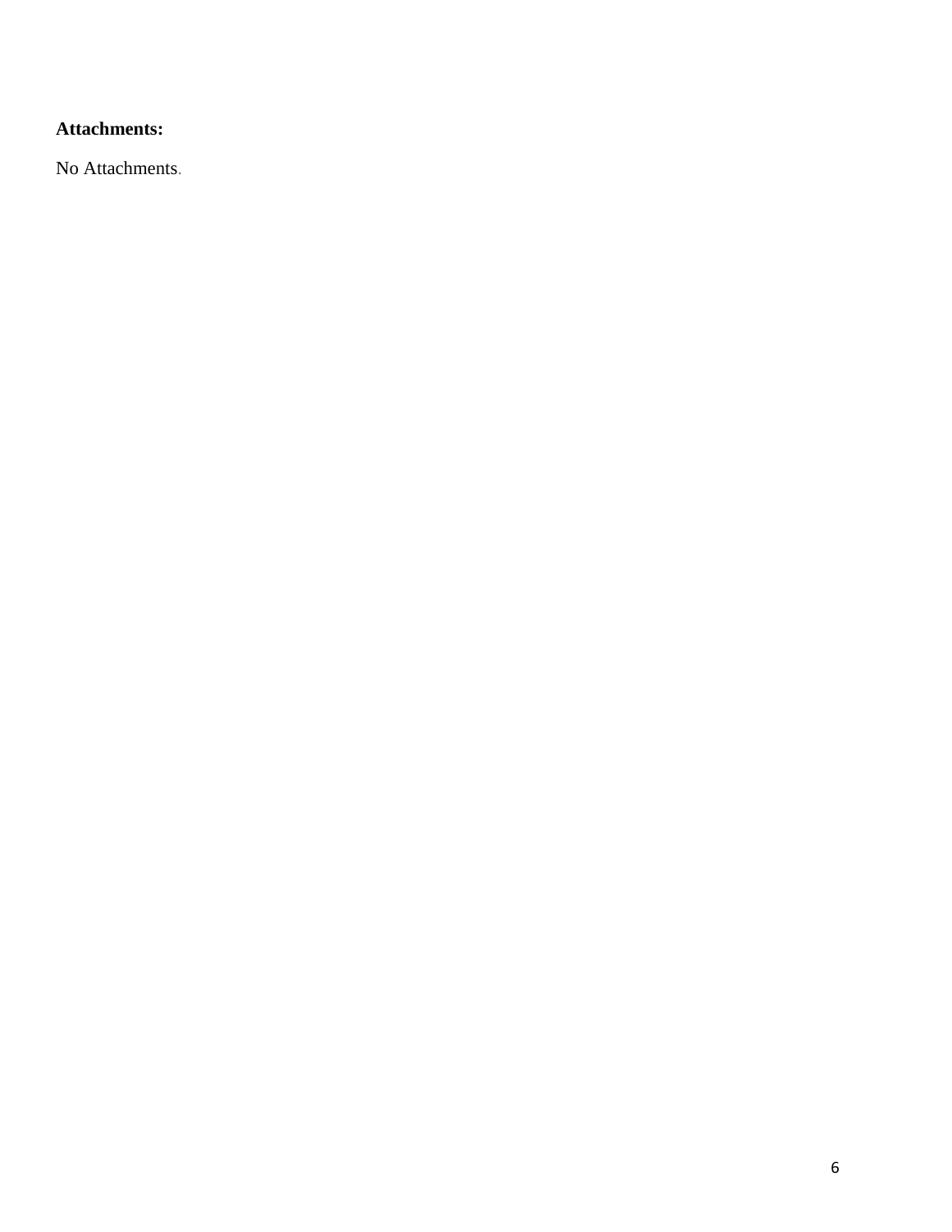**Attachments:**

No Attachments.